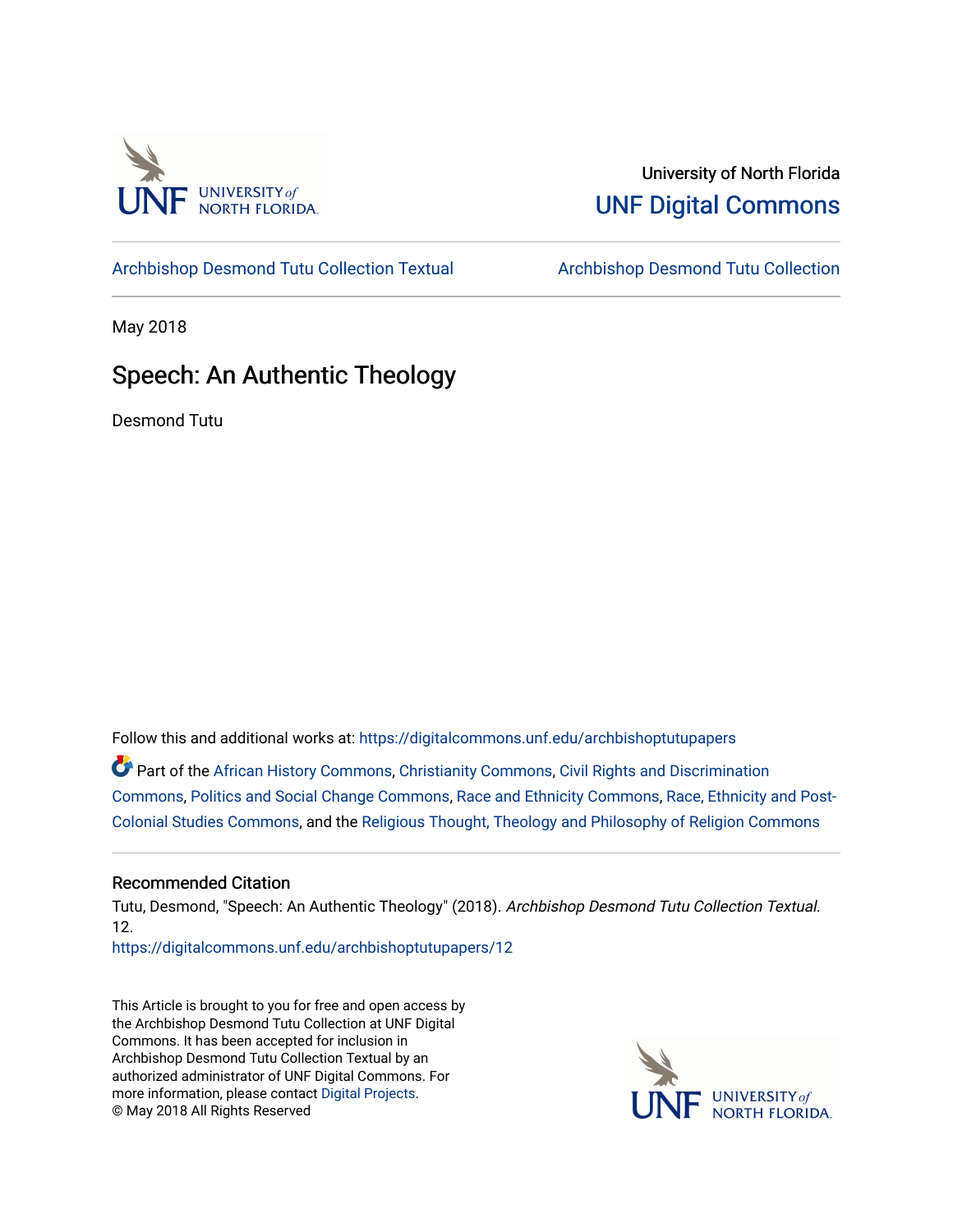University of North Florida

UNF Digital Commons

Archbishop Desmond Tutu Collection Textual | Archbishop Desmond Tutu Collection

May 2018

# Speech: An Authentic Theology

Desmond Tutu

Follow this and additional works at: https://digitalcommons.unf.edu/archbishoptutupapers

Part of the African History Commons, Christianity Commons, Civil Rights and Discrimination Commons, Politics and Social Change Commons, Race and Ethnicity Commons, Race, Ethnicity and Post-Colonial Studies Commons, and the Religious Thought, Theology and Philosophy of Religion Commons

## Recommended Citation

Tutu, Desmond, "Speech: An Authentic Theology" (2018). *Archbishop Desmond Tutu Collection Textual*. 12.
https://digitalcommons.unf.edu/archbishoptutupapers/12

This Article is brought to you for free and open access by the Archbishop Desmond Tutu Collection at UNF Digital Commons. It has been accepted for inclusion in Archbishop Desmond Tutu Collection Textual by an authorized administrator of UNF Digital Commons. For more information, please contact Digital Projects.
© May 2018 All Rights Reserved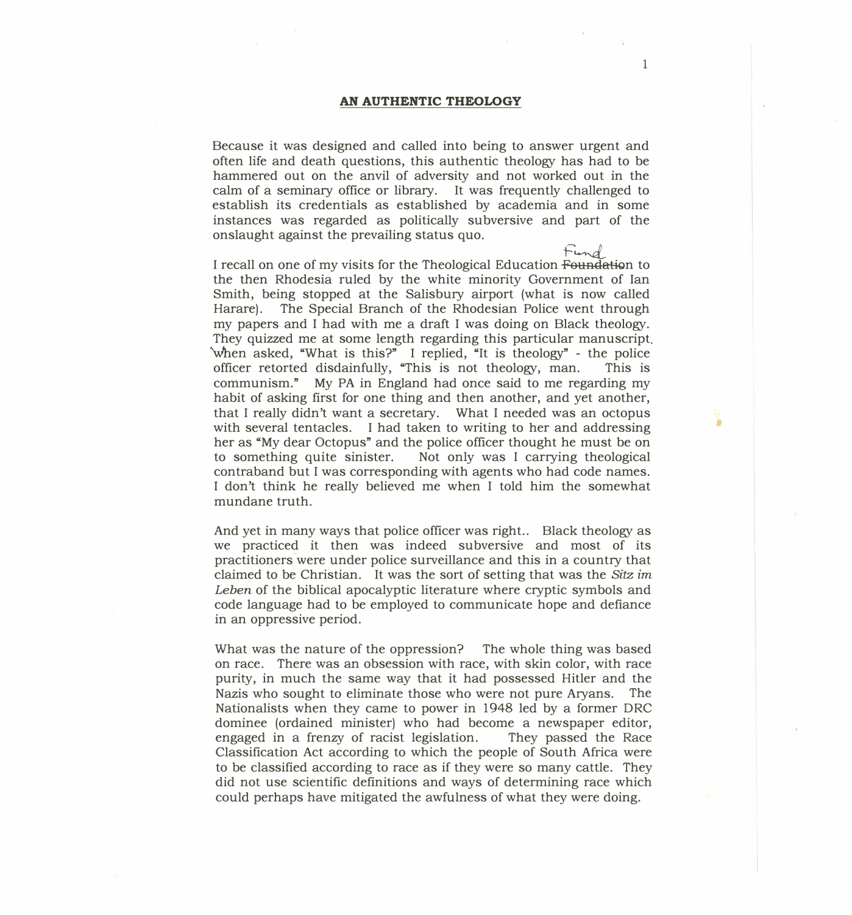## AN AUTHENTIC THEOLOGY

Because it was designed and called into being to answer urgent and often life and death questions, this authentic theology has had to be hammered out on the anvil of adversity and not worked out in the calm of a seminary office or library. It was frequently challenged to establish its credentials as established by academia and in some instances was regarded as politically subversive and part of the onslaught against the prevailing status quo.

I recall on one of my visits for the Theological Education ~~Foundation~~ Fund to the then Rhodesia ruled by the white minority Government of Ian Smith, being stopped at the Salisbury airport (what is now called Harare). The Special Branch of the Rhodesian Police went through my papers and I had with me a draft I was doing on Black theology. They quizzed me at some length regarding this particular manuscript. When asked, "What is this?" I replied, "It is theology" - the police officer retorted disdainfully, "This is not theology, man. This is communism." My PA in England had once said to me regarding my habit of asking first for one thing and then another, and yet another, that I really didn't want a secretary. What I needed was an octopus with several tentacles. I had taken to writing to her and addressing her as "My dear Octopus" and the police officer thought he must be on to something quite sinister. Not only was I carrying theological contraband but I was corresponding with agents who had code names. I don't think he really believed me when I told him the somewhat mundane truth.

And yet in many ways that police officer was right.. Black theology as we practiced it then was indeed subversive and most of its practitioners were under police surveillance and this in a country that claimed to be Christian. It was the sort of setting that was the *Sitz im Leben* of the biblical apocalyptic literature where cryptic symbols and code language had to be employed to communicate hope and defiance in an oppressive period.

What was the nature of the oppression? The whole thing was based on race. There was an obsession with race, with skin color, with race purity, in much the same way that it had possessed Hitler and the Nazis who sought to eliminate those who were not pure Aryans. The Nationalists when they came to power in 1948 led by a former DRC dominee (ordained minister) who had become a newspaper editor, engaged in a frenzy of racist legislation. They passed the Race Classification Act according to which the people of South Africa were to be classified according to race as if they were so many cattle. They did not use scientific definitions and ways of determining race which could perhaps have mitigated the awfulness of what they were doing.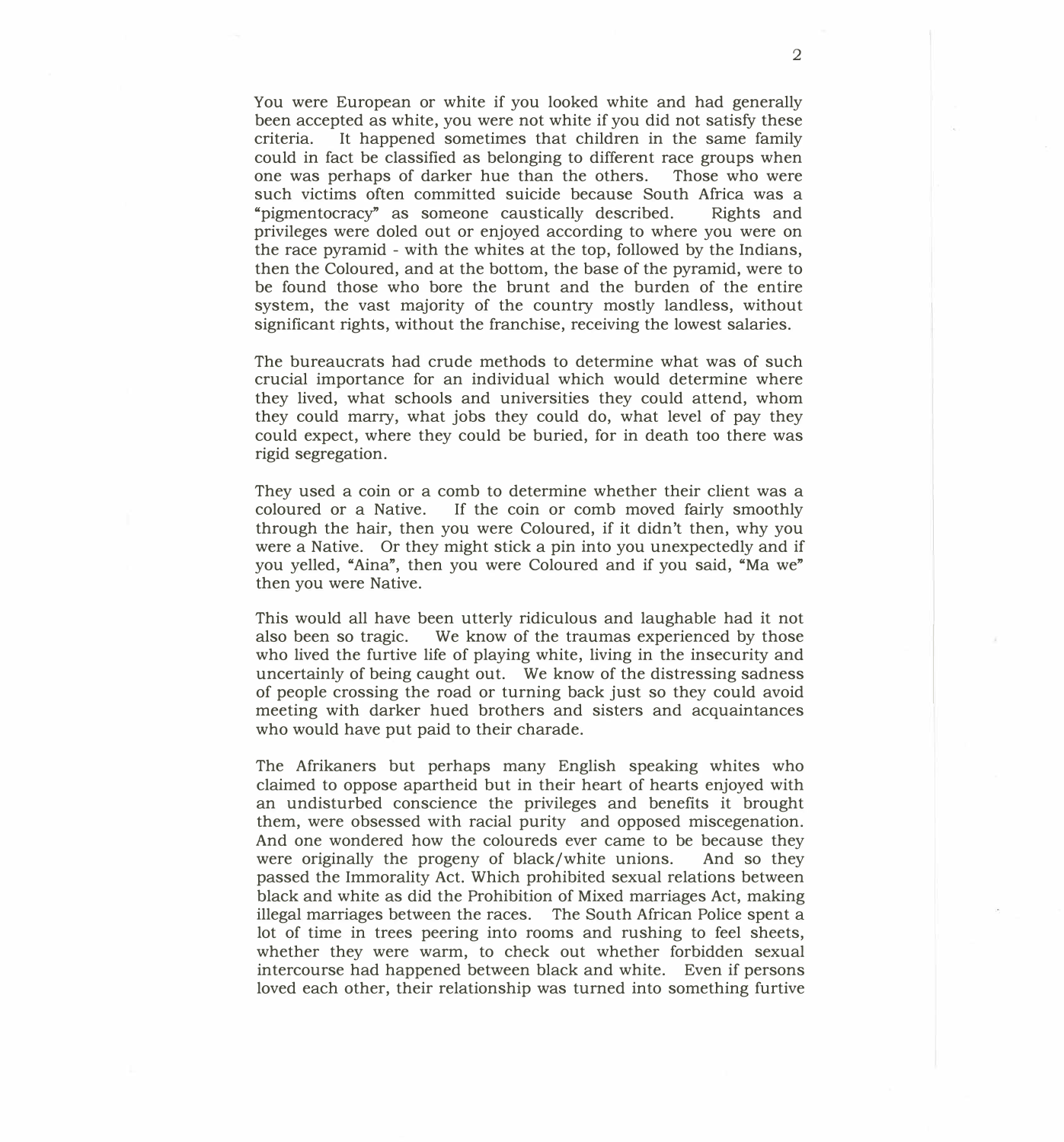You were European or white if you looked white and had generally been accepted as white, you were not white if you did not satisfy these criteria. It happened sometimes that children in the same family could in fact be classified as belonging to different race groups when one was perhaps of darker hue than the others. Those who were such victims often committed suicide because South Africa was a "pigmentocracy" as someone caustically described. Rights and privileges were doled out or enjoyed according to where you were on the race pyramid - with the whites at the top, followed by the Indians, then the Coloured, and at the bottom, the base of the pyramid, were to be found those who bore the brunt and the burden of the entire system, the vast majority of the country mostly landless, without significant rights, without the franchise, receiving the lowest salaries.

The bureaucrats had crude methods to determine what was of such crucial importance for an individual which would determine where they lived, what schools and universities they could attend, whom they could marry, what jobs they could do, what level of pay they could expect, where they could be buried, for in death too there was rigid segregation.

They used a coin or a comb to determine whether their client was a coloured or a Native. If the coin or comb moved fairly smoothly through the hair, then you were Coloured, if it didn't then, why you were a Native. Or they might stick a pin into you unexpectedly and if you yelled, "Aina", then you were Coloured and if you said, "Ma we" then you were Native.

This would all have been utterly ridiculous and laughable had it not also been so tragic. We know of the traumas experienced by those who lived the furtive life of playing white, living in the insecurity and uncertainly of being caught out. We know of the distressing sadness of people crossing the road or turning back just so they could avoid meeting with darker hued brothers and sisters and acquaintances who would have put paid to their charade.

The Afrikaners but perhaps many English speaking whites who claimed to oppose apartheid but in their heart of hearts enjoyed with an undisturbed conscience the privileges and benefits it brought them, were obsessed with racial purity and opposed miscegenation. And one wondered how the coloureds ever came to be because they were originally the progeny of black/white unions. And so they passed the Immorality Act. Which prohibited sexual relations between black and white as did the Prohibition of Mixed marriages Act, making illegal marriages between the races. The South African Police spent a lot of time in trees peering into rooms and rushing to feel sheets, whether they were warm, to check out whether forbidden sexual intercourse had happened between black and white. Even if persons loved each other, their relationship was turned into something furtive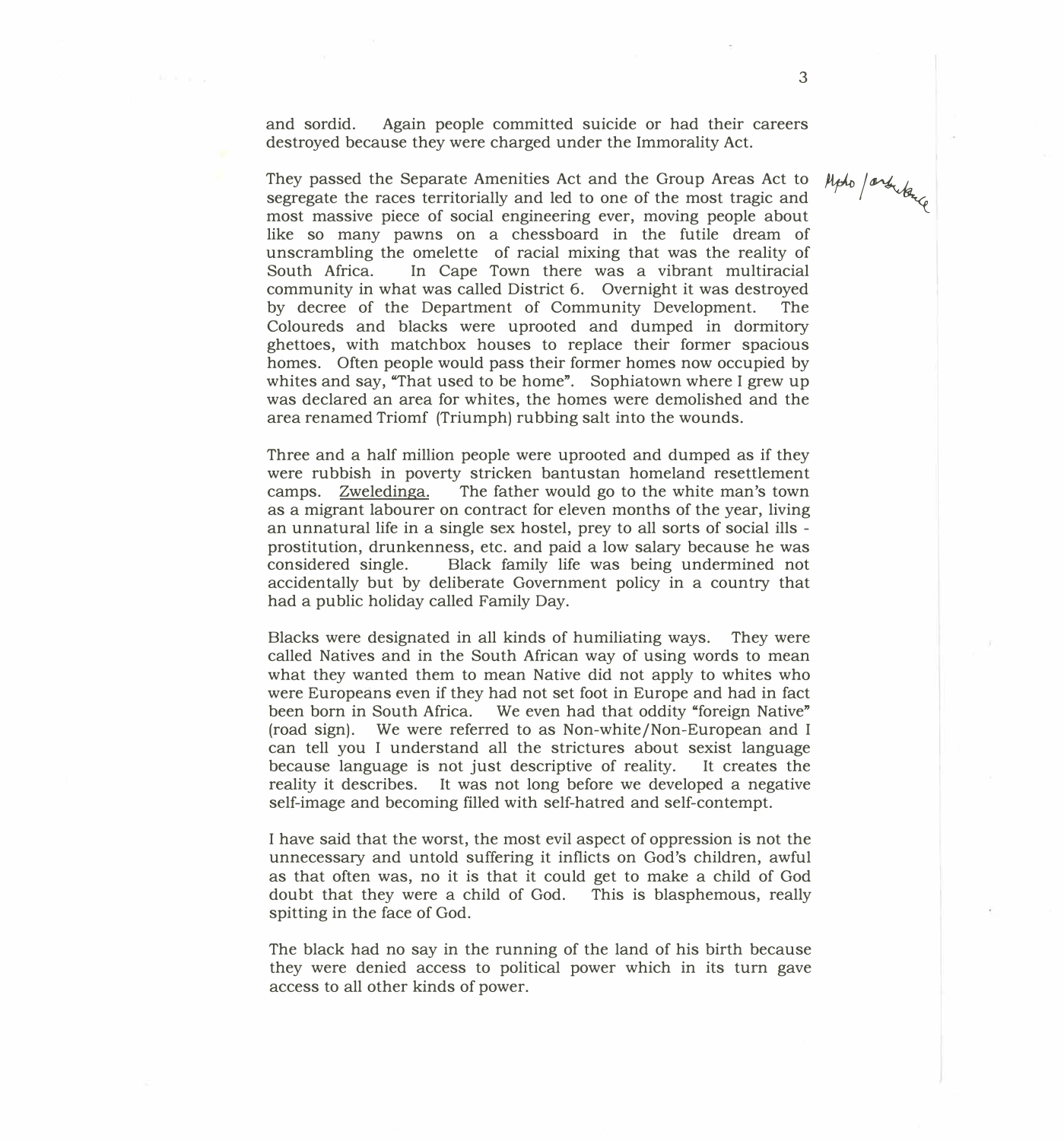and sordid. Again people committed suicide or had their careers destroyed because they were charged under the Immorality Act.

They passed the Separate Amenities Act and the Group Areas Act to segregate the races territorially and led to one of the most tragic and most massive piece of social engineering ever, moving people about like so many pawns on a chessboard in the futile dream of unscrambling the omelette of racial mixing that was the reality of South Africa. In Cape Town there was a vibrant multiracial community in what was called District 6. Overnight it was destroyed by decree of the Department of Community Development. The Coloureds and blacks were uprooted and dumped in dormitory ghettoes, with matchbox houses to replace their former spacious homes. Often people would pass their former homes now occupied by whites and say, "That used to be home". Sophiatown where I grew up was declared an area for whites, the homes were demolished and the area renamed Triomf (Triumph) rubbing salt into the wounds.

Mpho / ambulance

Three and a half million people were uprooted and dumped as if they were rubbish in poverty stricken bantustan homeland resettlement camps. Zweledinga. The father would go to the white man's town as a migrant labourer on contract for eleven months of the year, living an unnatural life in a single sex hostel, prey to all sorts of social ills - prostitution, drunkenness, etc. and paid a low salary because he was considered single. Black family life was being undermined not accidentally but by deliberate Government policy in a country that had a public holiday called Family Day.

Blacks were designated in all kinds of humiliating ways. They were called Natives and in the South African way of using words to mean what they wanted them to mean Native did not apply to whites who were Europeans even if they had not set foot in Europe and had in fact been born in South Africa. We even had that oddity "foreign Native" (road sign). We were referred to as Non-white/Non-European and I can tell you I understand all the strictures about sexist language because language is not just descriptive of reality. It creates the reality it describes. It was not long before we developed a negative self-image and becoming filled with self-hatred and self-contempt.

I have said that the worst, the most evil aspect of oppression is not the unnecessary and untold suffering it inflicts on God's children, awful as that often was, no it is that it could get to make a child of God doubt that they were a child of God. This is blasphemous, really spitting in the face of God.

The black had no say in the running of the land of his birth because they were denied access to political power which in its turn gave access to all other kinds of power.